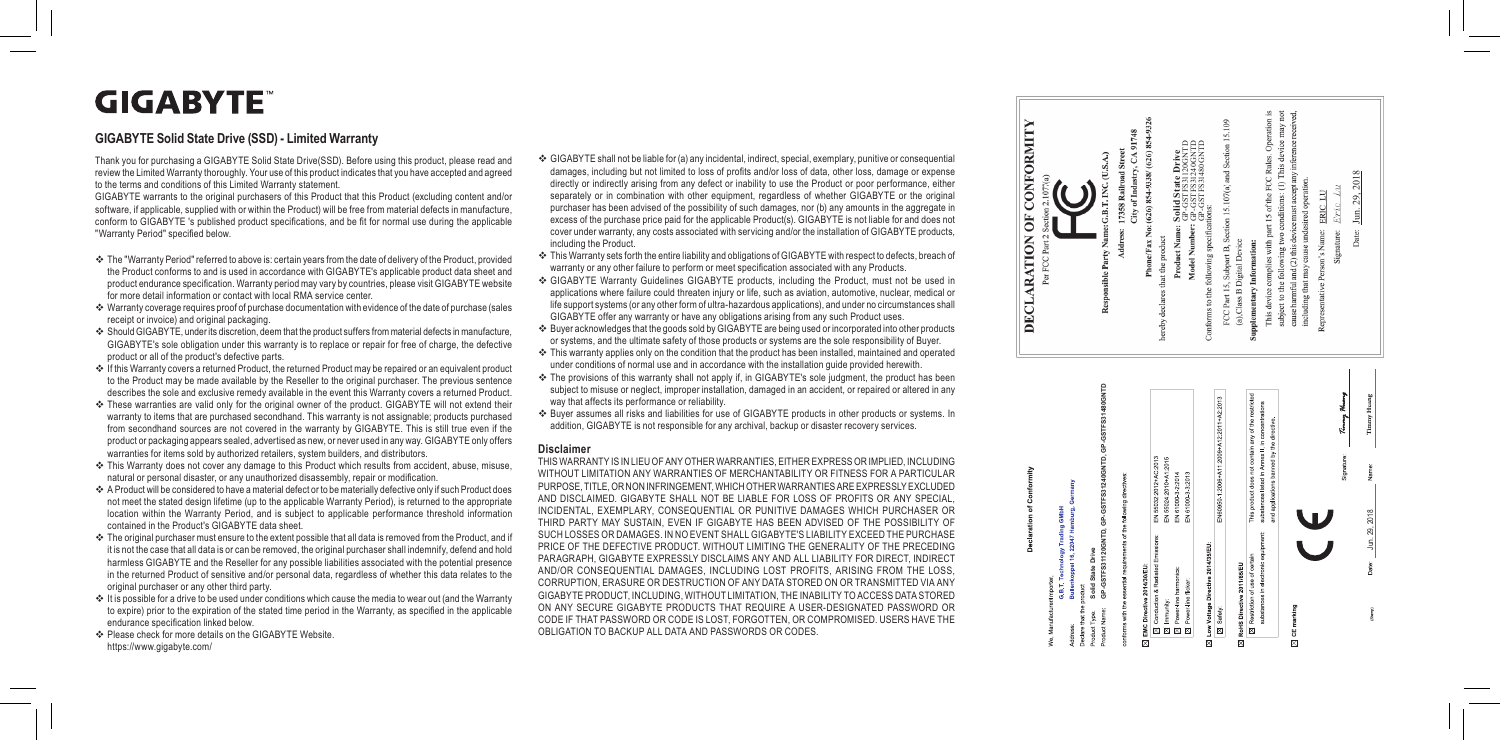# GIGABYTE™

## GIGABYTE Solid State Drive (SSD) - Limited Warranty

Thank you for purchasing a GIGABYTE Solid State Drive(SSD). Before using this product, please read and review the Limited Warranty thoroughly. Your use of this product indicates that you have accepted and agreed to the terms and conditions of this Limited Warranty statement.

GIGABYTE warrants to the original purchasers of this Product that this Product (excluding content and/or software, if applicable, supplied with or within the Product) will be free from material defects in manufacture, conform to GIGABYTE 's published product specifications, and be fit for normal use during the applicable "Warranty Period" specified below.

- The "Warranty Period" referred to above is: certain years from the date of delivery of the Product, provided the Product conforms to and is used in accordance with GIGABYTE's applicable product data sheet and product endurance specification. Warranty period may vary by countries, please visit GIGABYTE website for more detail information or contact with local RMA service center.
- Warranty coverage requires proof of purchase documentation with evidence of the date of purchase (sales receipt or invoice) and original packaging.
- Should GIGABYTE, under its discretion, deem that the product suffers from material defects in manufacture, GIGABYTE's sole obligation under this warranty is to replace or repair for free of charge, the defective product or all of the product's defective parts.
- If this Warranty covers a returned Product, the returned Product may be repaired or an equivalent product to the Product may be made available by the Reseller to the original purchaser. The previous sentence describes the sole and exclusive remedy available in the event this Warranty covers a returned Product.
- These warranties are valid only for the original owner of the product. GIGABYTE will not extend their warranty to items that are purchased secondhand. This warranty is not assignable; products purchased from secondhand sources are not covered in the warranty by GIGABYTE. This is still true even if the product or packaging appears sealed, advertised as new, or never used in any way. GIGABYTE only offers warranties for items sold by authorized retailers, system builders, and distributors.
- This Warranty does not cover any damage to this Product which results from accident, abuse, misuse, natural or personal disaster, or any unauthorized disassembly, repair or modification.
- A Product will be considered to have a material defect or to be materially defective only if such Product does not meet the stated design lifetime (up to the applicable Warranty Period), is returned to the appropriate location within the Warranty Period, and is subject to applicable performance threshold information contained in the Product's GIGABYTE data sheet.
- The original purchaser must ensure to the extent possible that all data is removed from the Product, and if it is not the case that all data is or can be removed, the original purchaser shall indemnify, defend and hold harmless GIGABYTE and the Reseller for any possible liabilities associated with the potential presence in the returned Product of sensitive and/or personal data, regardless of whether this data relates to the original purchaser or any other third party.
- It is possible for a drive to be used under conditions which cause the media to wear out (and the Warranty to expire) prior to the expiration of the stated time period in the Warranty, as specified in the applicable endurance specification linked below.
- Please check for more details on the GIGABYTE Website. https://www.gigabyte.com/
- GIGABYTE shall not be liable for (a) any incidental, indirect, special, exemplary, punitive or consequential damages, including but not limited to loss of profits and/or loss of data, other loss, damage or expense directly or indirectly arising from any defect or inability to use the Product or poor performance, either separately or in combination with other equipment, regardless of whether GIGABYTE or the original purchaser has been advised of the possibility of such damages, nor (b) any amounts in the aggregate in excess of the purchase price paid for the applicable Product(s). GIGABYTE is not liable for and does not cover under warranty, any costs associated with servicing and/or the installation of GIGABYTE products, including the Product.
- This Warranty sets forth the entire liability and obligations of GIGABYTE with respect to defects, breach of warranty or any other failure to perform or meet specification associated with any Products.
- GIGABYTE Warranty Guidelines GIGABYTE products, including the Product, must not be used in applications where failure could threaten injury or life, such as aviation, automotive, nuclear, medical or life support systems (or any other form of ultra-hazardous applications), and under no circumstances shall GIGABYTE offer any warranty or have any obligations arising from any such Product uses.
- Buyer acknowledges that the goods sold by GIGABYTE are being used or incorporated into other products or systems, and the ultimate safety of those products or systems are the sole responsibility of Buyer.
- This warranty applies only on the condition that the product has been installed, maintained and operated under conditions of normal use and in accordance with the installation guide provided herewith.
- The provisions of this warranty shall not apply if, in GIGABYTE's sole judgment, the product has been subject to misuse or neglect, improper installation, damaged in an accident, or repaired or altered in any way that affects its performance or reliability.
- Buyer assumes all risks and liabilities for use of GIGABYTE products in other products or systems. In addition, GIGABYTE is not responsible for any archival, backup or disaster recovery services.

### Disclaimer

THIS WARRANTY IS IN LIEU OF ANY OTHER WARRANTIES, EITHER EXPRESS OR IMPLIED, INCLUDING WITHOUT LIMITATION ANY WARRANTIES OF MERCHANTABILITY OR FITNESS FOR A PARTICULAR PURPOSE, TITLE, OR NON INFRINGEMENT, WHICH OTHER WARRANTIES ARE EXPRESSLY EXCLUDED AND DISCLAIMED. GIGABYTE SHALL NOT BE LIABLE FOR LOSS OF PROFITS OR ANY SPECIAL, INCIDENTAL, EXEMPLARY, CONSEQUENTIAL OR PUNITIVE DAMAGES WHICH PURCHASER OR THIRD PARTY MAY SUSTAIN, EVEN IF GIGABYTE HAS BEEN ADVISED OF THE POSSIBILITY OF SUCH LOSSES OR DAMAGES. IN NO EVENT SHALL GIGABYTE'S LIABILITY EXCEED THE PURCHASE PRICE OF THE DEFECTIVE PRODUCT. WITHOUT LIMITING THE GENERALITY OF THE PRECEDING PARAGRAPH, GIGABYTE EXPRESSLY DISCLAIMS ANY AND ALL LIABILITY FOR DIRECT, INDIRECT AND/OR CONSEQUENTIAL DAMAGES, INCLUDING LOST PROFITS, ARISING FROM THE LOSS, CORRUPTION, ERASURE OR DESTRUCTION OF ANY DATA STORED ON OR TRANSMITTED VIA ANY GIGABYTE PRODUCT, INCLUDING, WITHOUT LIMITATION, THE INABILITY TO ACCESS DATA STORED ON ANY SECURE GIGABYTE PRODUCTS THAT REQUIRE A USER-DESIGNATED PASSWORD OR CODE IF THAT PASSWORD OR CODE IS LOST, FORGOTTEN, OR COMPROMISED. USERS HAVE THE OBLIGATION TO BACKUP ALL DATA AND PASSWORDS OR CODES.

## Declaration of Conformity

We, Manufacturer/Importer: **G.B.T. Technology Trading GMbH**

Address: **Bullenkoppel 16, 22047 Hamburg, Germany**

Declare that the product

Product Type: **Solid State Drive**

Product Name: **GP-GSTFS31120GNTD, GP-GSTFS31240GNTD, GP-GSTFS31480GNTD**

conforms with the essential requirements of the following directives:

☒ **EMC Directive 2014/30/EU:**

| | |
|---|---|
| ☒ Conduction & Radiated Emissions: | EN 55032:2012+AC:2013 |
| ☒ Immunity: | EN 55024:2010+A1:2015 |
| ☒ Power-line harmonics: | EN 61000-3-2:2014 |
| ☒ Power-line flicker: | EN 61000-3-3:2013 |

☒ **Low Voltage Directive 2014/35/EU:**

| | |
|---|---|
| ☒ Safety: | EN60950-1:2006+A11:2009+A1:2010+A12:2011+A2:2013 |

☒ **RoHS Directive 2011/65/EU**

| | |
|---|---|
| ☒ Restriction of use of certain substances in electronic equipment | This product does not contain any of the restricted substances listed in Annex II, in concentrations and applications banned by the directive. |

☒ **CE marking**

CE

(Stamp)

Date: Jun. 29, 2018

Signature: Timmy Huang

Name: Timmy Huang

## DECLARATION OF CONFORMITY

Per FCC Part 2 Section 2.1077(a)

FC

**Responsible Party Name: G.B.T. INC. (U.S.A.)**

**Address: 17358 Railroad Street**
**City of Industry, CA 91748**

**Phone/Fax No: (626) 854-9338/ (626) 854-9326**

hereby declares that the product

**Product Name: Solid State Drive**

**Model Number: GP-GSTFS31120GNTD**
**GP-GSTFS31240GNTD**
**GP-GSTFS31480GNTD**

Conforms to the following specifications:

FCC Part 15, Subpart B, Section 15.107(a) and Section 15.109 (a),Class B Digital Device

**Supplementary Information:**

This device complies with part 15 of the FCC Rules. Operation is subject to the following two conditions: (1) This device may not cause harmful and (2) this device must accept any inference received, including that may cause undesired operation.

Representative Person's Name: ERIC LU

Signature: Eric Lu

Date: Jun. 29, 2018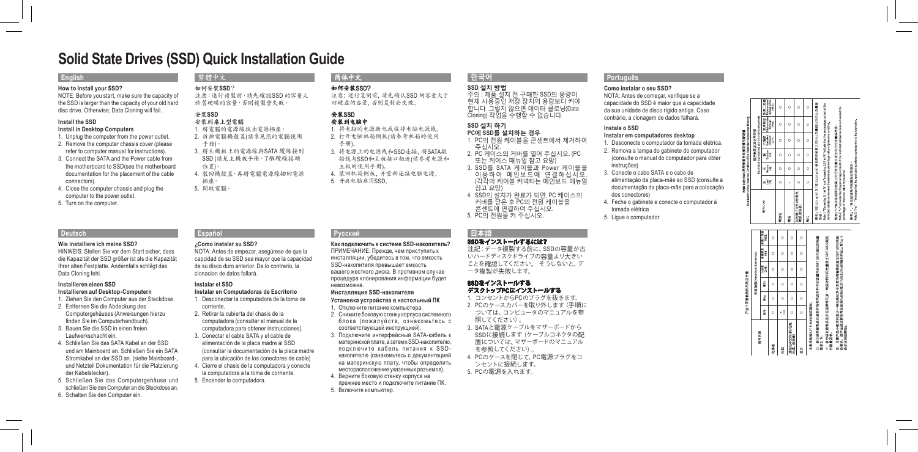# Solid State Drives (SSD) Quick Installation Guide

## English

**How to Install your SSD?**

NOTE: Before you start, make sure the capacity of the SSD is larger than the capacity of your old hard disc drive. Otherwise, Data Cloning will fail.

**Install the SSD**

**Install in Desktop Computers**

1. Unplug the computer from the power outlet.
2. Remove the computer chassis cover (please refer to computer manual for instructions).
3. Connect the SATA and the Power cable from the motherboard to SSD(see the motherboard documentation for the placement of the cable connectors).
4. Close the computer chassis and plug the computer to the power outlet.
5. Turn on the computer.

## 繁體中文

**如何安裝SSD?**

注意：進行複製前，請先確認SSD 的容量大於舊硬碟的容量，否則複製會失敗。

**安裝SSD**

**安裝到桌上型電腦**

1. 將電腦的電源線拔出電源插座。
2. 拆掉電腦機殼蓋(請參見您的電腦使用手冊)。
3. 將主機板上的電源線與SATA 纜線接到SSD (請見主機板手冊，了解纜線接頭位置)。
4. 裝回機殼蓋，再將電腦電源線插回電源插座。
5. 開啟電腦。

## 简体中文

**如何安装SSD?**

注意: 进行复制前，请先确认SSD 的容量大于旧硬盘的容量，否则复制会失败。

**安装SSD**

**安装到电脑中**

1. 将电脑的电源断电或拔掉电脑电源线。
2. 打开电脑机箱侧板(请参考机箱的使用手册)。
3. 将电源上的电源线和SSD连接，将SATA数据线与SSD和主板接口相连(请参考电源和主板的使用手册)。
4. 装回机箱侧板，并重新连接电脑电源。
5. 开启电脑启用SSD。

## 한국어

**SSD 설치 방법**

주의 : 제품 설치 전 구매한 SSD의 용량이 현재 사용중인 저장 장치의 용량보다 커야 합니다. 그렇지 않으면 데이터 클로닝(Data Cloning) 작업을 수행할 수 없습니다.

**SSD 설치 하기**

**PC에 SSD를 설치하는 경우**

1. PC의 전원 케이블을 콘센트에서 제거하여 주십시오.
2. PC 케이스의 커버를 열어 주십시오. (PC 또는 케이스 매뉴얼 참고 요망)
3. SSD를 SATA 케이블과 Power 케이블을 이용하여 메인보드에 연결하십시오. (각각의 케이블 커넥터는 메인보드 매뉴얼 참고 요망)
4. SSD의 설치가 완료가 되면, PC 케이스의 커버를 닫은 후 PC의 전원 케이블을 콘센트에 연결하여 주십시오.
5. PC의 전원을 켜 주십시오.

## Português

**Como instalar o seu SSD?**

NOTA: Antes de começar, verifique se a capacidade do SSD é maior que a capacidade da sua unidade de disco rígido antiga. Caso contrário, a clonagem de dados falhará.

**Instale o SSD**

**Instalar em computadores desktop**

1. Desconecte o computador da tomada elétrica.
2. Remova a tampa do gabinete do computador (consulte o manual do computador para obter instruções)
3. Conecte o cabo SATA e o cabo de alimentação da placa-mãe ao SSD (consulte a documentação da placa-mãe para a colocação dos conectores)
4. Feche o gabinete e conecte o computador à tomada elétrica
5. Ligue o computador

## Deutsch

**Wie installiere ich meine SSD?**

HINWEIS: Stellen Sie vor dem Start sicher, dass die Kapazität der SSD größer ist als die Kapazität Ihrer alten Festplatte. Andernfalls schlägt das Data Cloning fehl.

**Installieren einen SSD**

**Installieren auf Desktop-Computern**

1. Ziehen Sie den Computer aus der Steckdose.
2. Entfernen Sie die Abdeckung des Computergehäuses (Anweisungen hierzu finden Sie im Computerhandbuch).
3. Bauen Sie die SSD in einen freien Laufwerkschacht ein.
4. Schließen Sie das SATA Kabel an der SSD und am Mainboard an. Schließen Sie ein SATA Stromkabel an der SSD an. (siehe Mainboard-, und Netzteil Dokumentation für die Platzierung der Kabelstecker).
5. Schließen Sie das Computergehäuse und schließen Sie den Computer an die Steckdose an.
6. Schalten Sie den Computer ein.

## Español

**¿Como instalar su SSD?**

NOTA: Antes de empezar, asegúrese de que la capacidad de su SSD sea mayor que la capacidad de su disco duro anterior. De lo contrario, la clonacion de datos fallará.

**Instalar el SSD**

**Instalar en Computadoras de Escritorio**

1. Desconectar la computadora de la toma de corriente.
2. Retirar la cubierta del chasis de la computadora (consultar el manual de la computadora para obtener instrucciones).
3. Conectar el cable SATA y el cable de alimentación de la placa madre al SSD (consultar la documentación de la placa madre para la ubicación de los conectores de cable)
4. Cierre el chasis de la computadora y conecte la computadora a la toma de corriente.
5. Encender la computadora.

## Русский

**Как подключить к системе SSD-накопитель?**

ПРИМЕЧАНИЕ: Прежде, чем приступить к инсталляции, убедитесь в том, что емкость SSD-накопителя превышает емкость вашего жесткого диска. В противном случае процедура клонирования информации будет невозможна.

**Инсталляция SSD-накопителя**

**Установка устройства в настольный ПК**

1. Отключите питание компьютера.
2. Снимите боковую стенку корпуса системного блока (пожалуйста, ознакомьтесь с соответствующей инструкцией).
3. Подключите интерфейсный SATA-кабель к материнской плате, а затем к SSD-накопителю, подключите кабель питания к SSD-накопителю (ознакомьтесь с документацией на материнскую плату, чтобы определить месторасположение указанных разъемов).
4. Верните боковую стенку корпуса на прежнее место и подключите питание ПК.
5. Включите компьютер.

## 日本語

**SSDをインストールするには?**

注記：データ複製する前に、SSDの容量が古いハードディスクドライブの容量より大きいことを確認してください。 そうしないと、データ複製が失敗します。

**SSDをインストールする**

**デスクトップPCにインストールする**

1. コンセントからPCのプラグを抜きます。
2. PCのケースカバーを取り外します（手順については、コンピュータのマニュアルを参照してください）。
3. SATAと電源ケーブルをマザーボードからSSDに接続します（ケーブルコネクタの配置については、マザーボードのマニュアルを参照してください）。
4. PCのケースを閉じて、PC電源プラグをコンセントに接続します。
5. PCの電源を入れます。